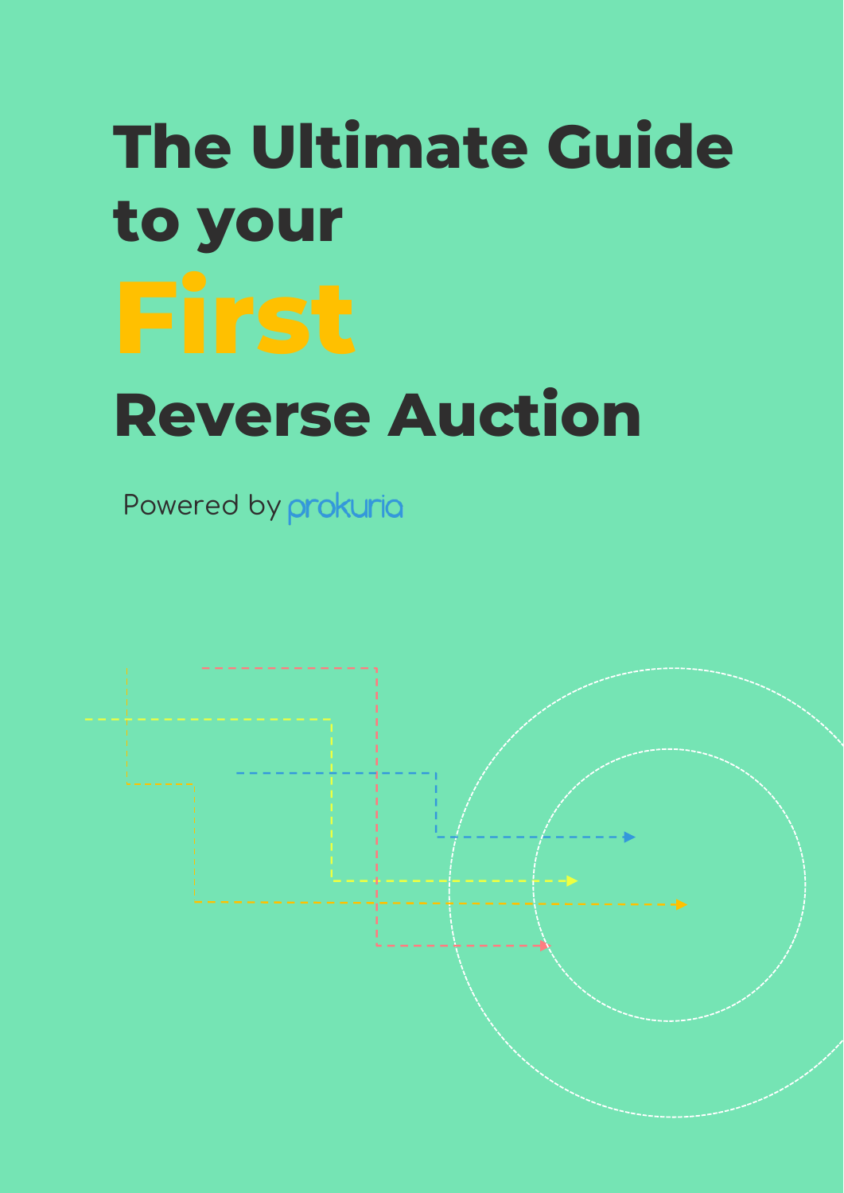# The Ultimate Guide to your First Reverse Auction

Powered by prokuria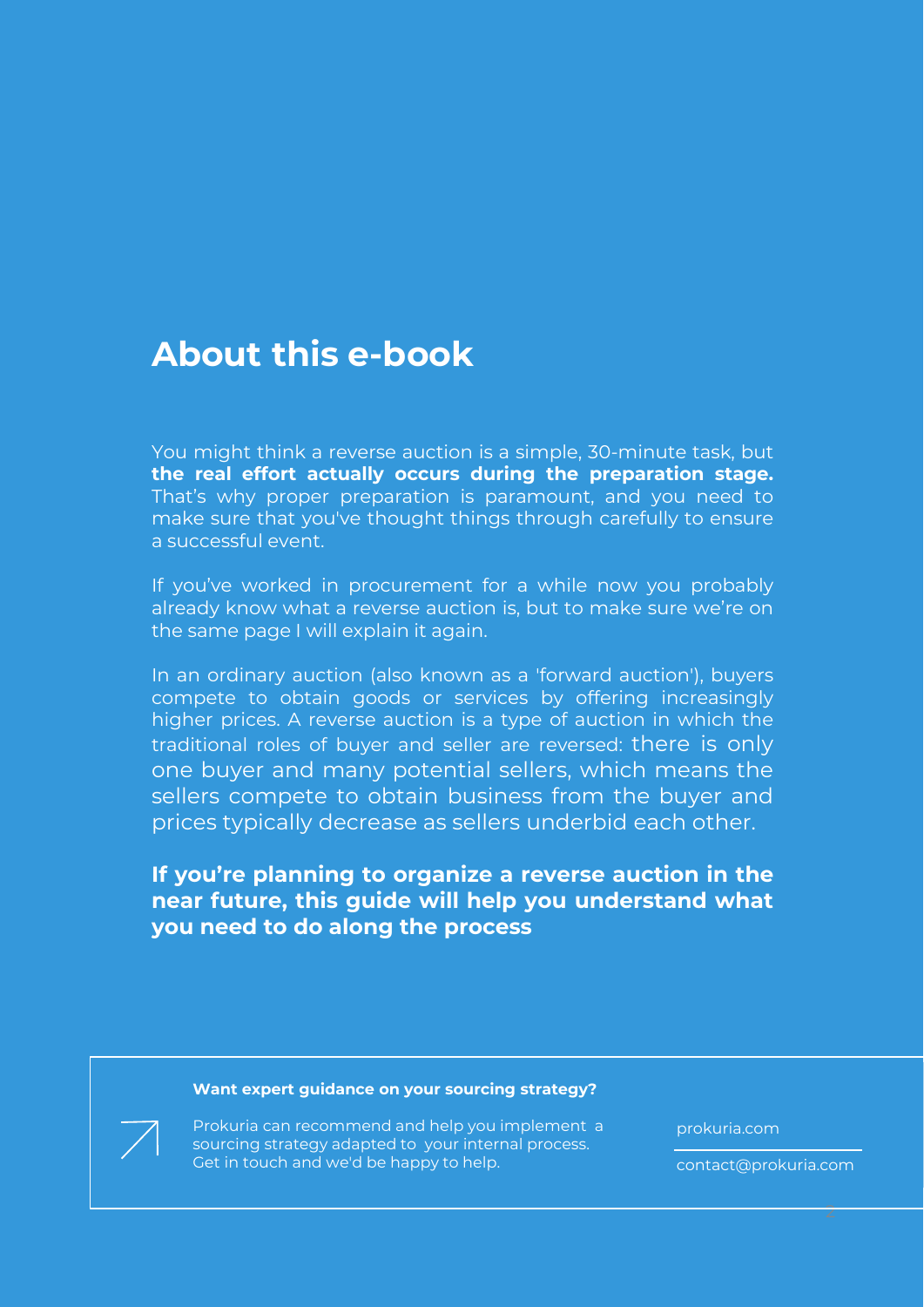# About this e-book

You might think a reverse auction is a simple, 30-minute task, but **the real effort actually occurs during the preparation stage.** That's why proper preparation is paramount, and you need to make sure that you've thought things through carefully to ensure a successful event.

If you've worked in procurement for a while now you probably already know what a reverse auction is, but to make sure we're on the same page I will explain it again.

In an ordinary auction (also known as a 'forward auction'), buyers compete to obtain goods or services by offering increasingly higher prices. A reverse auction is a type of auction in which the traditional roles of buyer and seller are reversed: there is only one buyer and many potential sellers, which means the sellers compete to obtain business from the buyer and prices typically decrease as sellers underbid each other.

**If you're planning to organize a reverse auction in the near future, this guide will help you understand what you need to do along the process**

**Want expert guidance on your sourcing strategy?**

Prokuria can recommend and help you implement a sourcing strategy adapted to your internal process. Get in touch and we'd be happy to help.

prokuria.com

contact@prokuria.com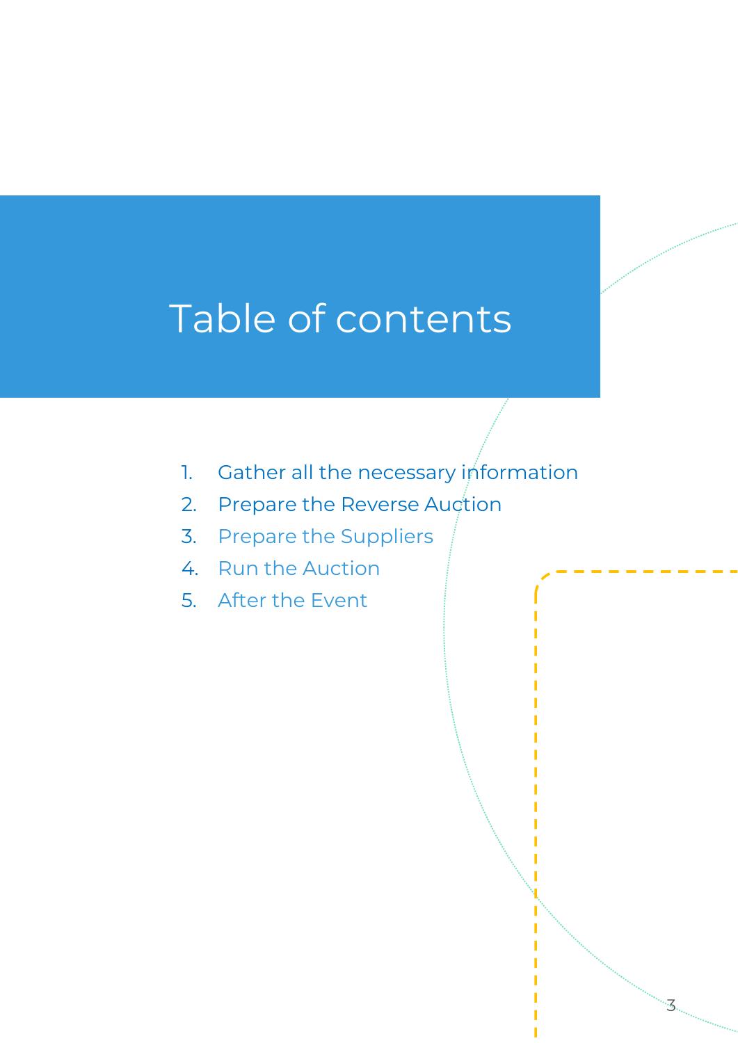# Table of contents

1. Gather all the necessary information
2. Prepare the Reverse Auction
3. Prepare the Suppliers
4. Run the Auction
5. After the Event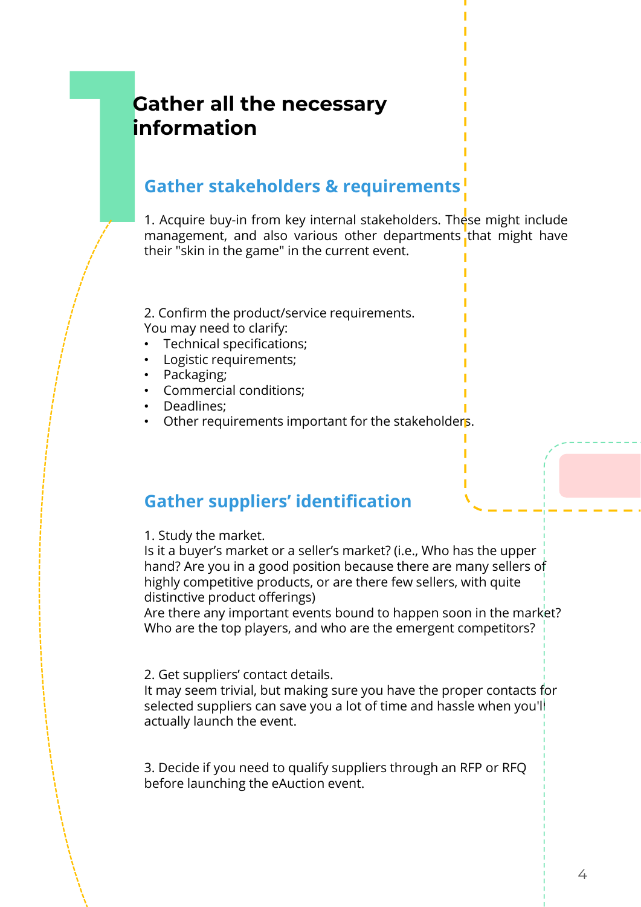# 1 Gather all the necessary information

## Gather stakeholders & requirements

1. Acquire buy-in from key internal stakeholders. These might include management, and also various other departments that might have their "skin in the game" in the current event.

2. Confirm the product/service requirements.
You may need to clarify:

- Technical specifications;
- Logistic requirements;
- Packaging;
- Commercial conditions;
- Deadlines;
- Other requirements important for the stakeholders.

## Gather suppliers' identification

1. Study the market.
Is it a buyer's market or a seller's market? (i.e., Who has the upper hand? Are you in a good position because there are many sellers of highly competitive products, or are there few sellers, with quite distinctive product offerings)
Are there any important events bound to happen soon in the market? Who are the top players, and who are the emergent competitors?

2. Get suppliers' contact details.
It may seem trivial, but making sure you have the proper contacts for selected suppliers can save you a lot of time and hassle when you'll actually launch the event.

3. Decide if you need to qualify suppliers through an RFP or RFQ before launching the eAuction event.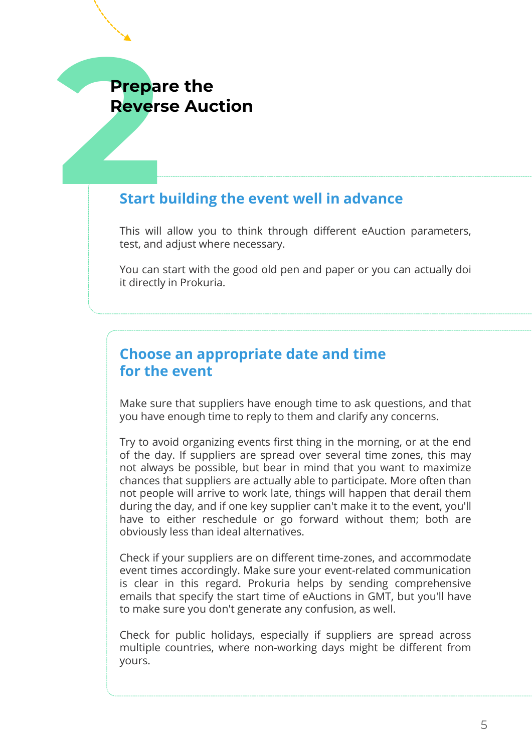# 2 Prepare the Reverse Auction

## Start building the event well in advance

This will allow you to think through different eAuction parameters, test, and adjust where necessary.

You can start with the good old pen and paper or you can actually doi it directly in Prokuria.

## Choose an appropriate date and time for the event

Make sure that suppliers have enough time to ask questions, and that you have enough time to reply to them and clarify any concerns.

Try to avoid organizing events first thing in the morning, or at the end of the day. If suppliers are spread over several time zones, this may not always be possible, but bear in mind that you want to maximize chances that suppliers are actually able to participate. More often than not people will arrive to work late, things will happen that derail them during the day, and if one key supplier can't make it to the event, you'll have to either reschedule or go forward without them; both are obviously less than ideal alternatives.

Check if your suppliers are on different time-zones, and accommodate event times accordingly. Make sure your event-related communication is clear in this regard. Prokuria helps by sending comprehensive emails that specify the start time of eAuctions in GMT, but you'll have to make sure you don't generate any confusion, as well.

Check for public holidays, especially if suppliers are spread across multiple countries, where non-working days might be different from yours.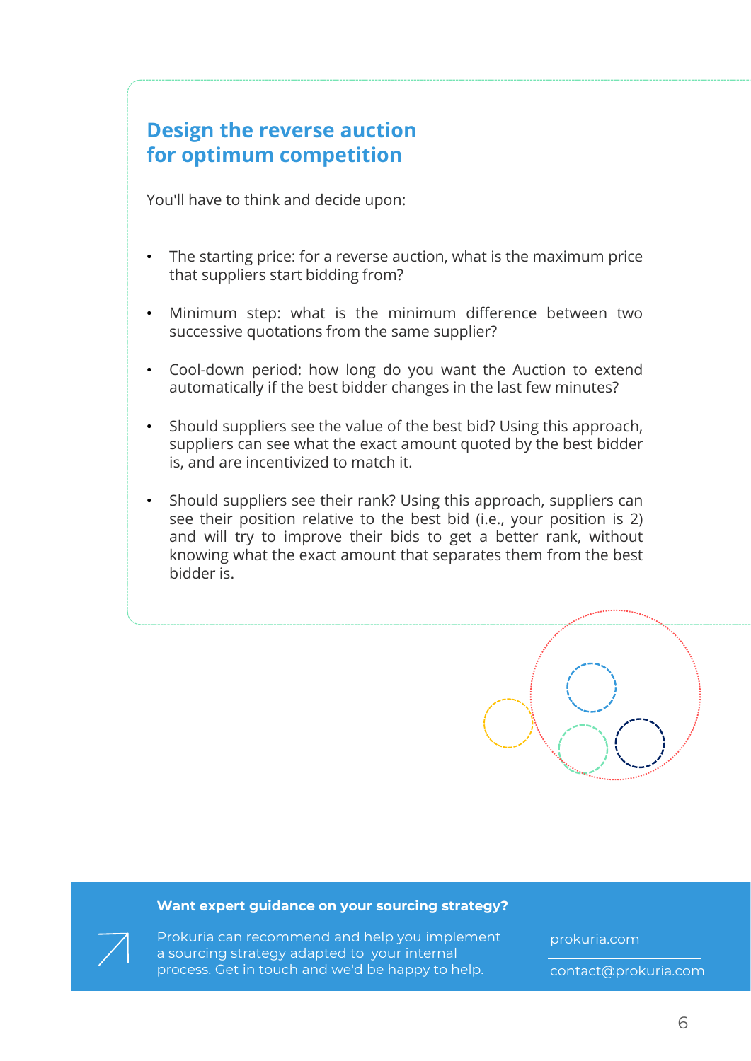## Design the reverse auction for optimum competition

You'll have to think and decide upon:

- The starting price: for a reverse auction, what is the maximum price that suppliers start bidding from?
- Minimum step: what is the minimum difference between two successive quotations from the same supplier?
- Cool-down period: how long do you want the Auction to extend automatically if the best bidder changes in the last few minutes?
- Should suppliers see the value of the best bid? Using this approach, suppliers can see what the exact amount quoted by the best bidder is, and are incentivized to match it.
- Should suppliers see their rank? Using this approach, suppliers can see their position relative to the best bid (i.e., your position is 2) and will try to improve their bids to get a better rank, without knowing what the exact amount that separates them from the best bidder is.

**Want expert guidance on your sourcing strategy?**

Prokuria can recommend and help you implement a sourcing strategy adapted to your internal process. Get in touch and we'd be happy to help.

prokuria.com

contact@prokuria.com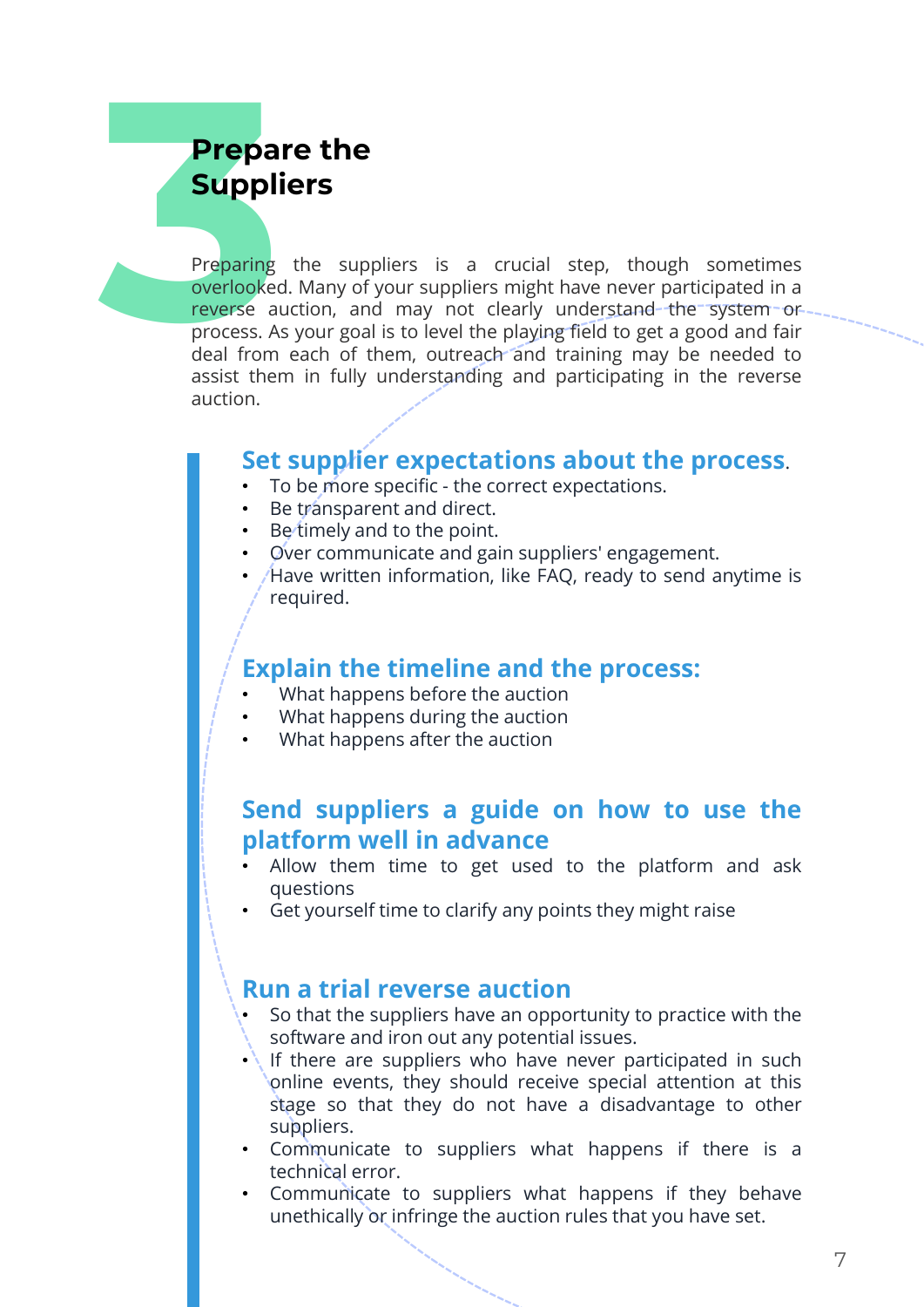# 3 Prepare the Suppliers

Preparing the suppliers is a crucial step, though sometimes overlooked. Many of your suppliers might have never participated in a reverse auction, and may not clearly understand the system or process. As your goal is to level the playing field to get a good and fair deal from each of them, outreach and training may be needed to assist them in fully understanding and participating in the reverse auction.

## Set supplier expectations about the process.

- To be more specific - the correct expectations.
- Be transparent and direct.
- Be timely and to the point.
- Over communicate and gain suppliers' engagement.
- Have written information, like FAQ, ready to send anytime is required.

## Explain the timeline and the process:

- What happens before the auction
- What happens during the auction
- What happens after the auction

## Send suppliers a guide on how to use the platform well in advance

- Allow them time to get used to the platform and ask questions
- Get yourself time to clarify any points they might raise

## Run a trial reverse auction

- So that the suppliers have an opportunity to practice with the software and iron out any potential issues.
- If there are suppliers who have never participated in such online events, they should receive special attention at this stage so that they do not have a disadvantage to other suppliers.
- Communicate to suppliers what happens if there is a technical error.
- Communicate to suppliers what happens if they behave unethically or infringe the auction rules that you have set.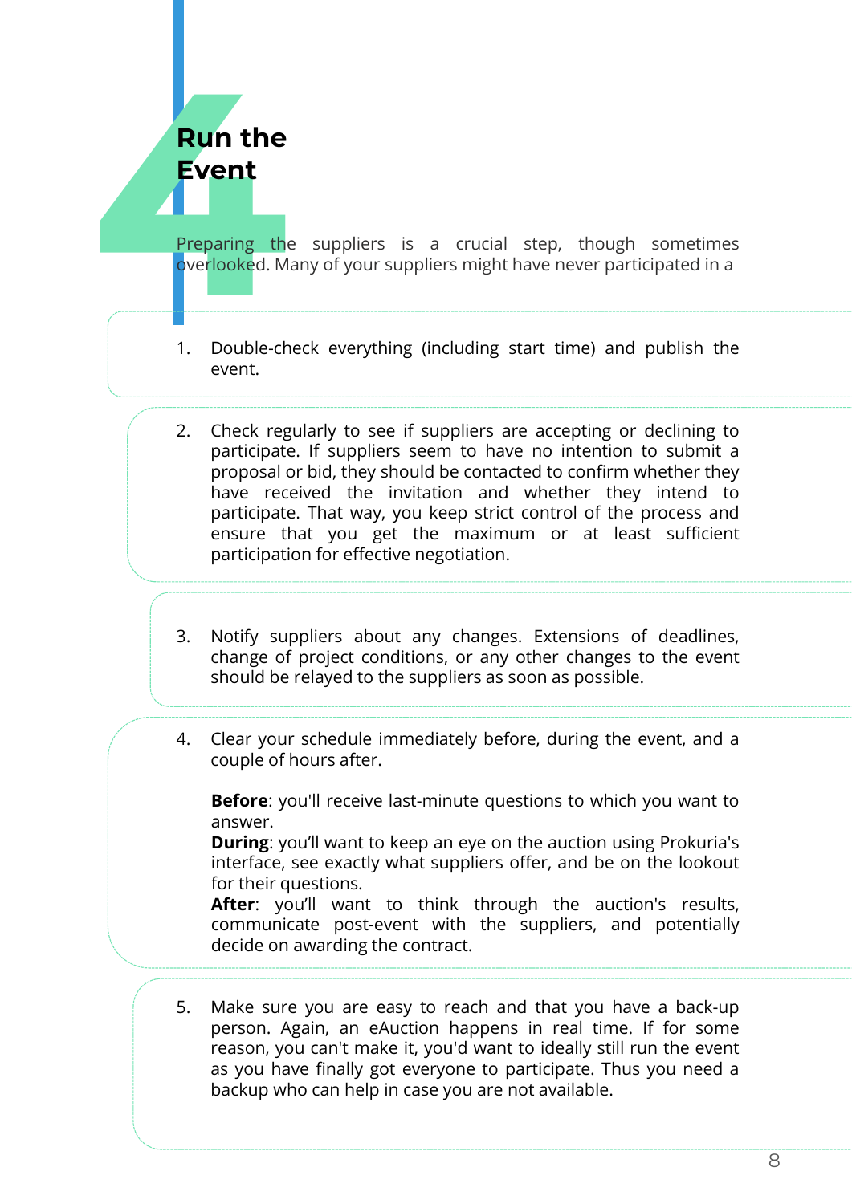# Run the Event

Preparing the suppliers is a crucial step, though sometimes overlooked. Many of your suppliers might have never participated in a

1. Double-check everything (including start time) and publish the event.

2. Check regularly to see if suppliers are accepting or declining to participate. If suppliers seem to have no intention to submit a proposal or bid, they should be contacted to confirm whether they have received the invitation and whether they intend to participate. That way, you keep strict control of the process and ensure that you get the maximum or at least sufficient participation for effective negotiation.

3. Notify suppliers about any changes. Extensions of deadlines, change of project conditions, or any other changes to the event should be relayed to the suppliers as soon as possible.

4. Clear your schedule immediately before, during the event, and a couple of hours after.

   **Before**: you'll receive last-minute questions to which you want to answer.
   **During**: you'll want to keep an eye on the auction using Prokuria's interface, see exactly what suppliers offer, and be on the lookout for their questions.
   **After**: you'll want to think through the auction's results, communicate post-event with the suppliers, and potentially decide on awarding the contract.

5. Make sure you are easy to reach and that you have a back-up person. Again, an eAuction happens in real time. If for some reason, you can't make it, you'd want to ideally still run the event as you have finally got everyone to participate. Thus you need a backup who can help in case you are not available.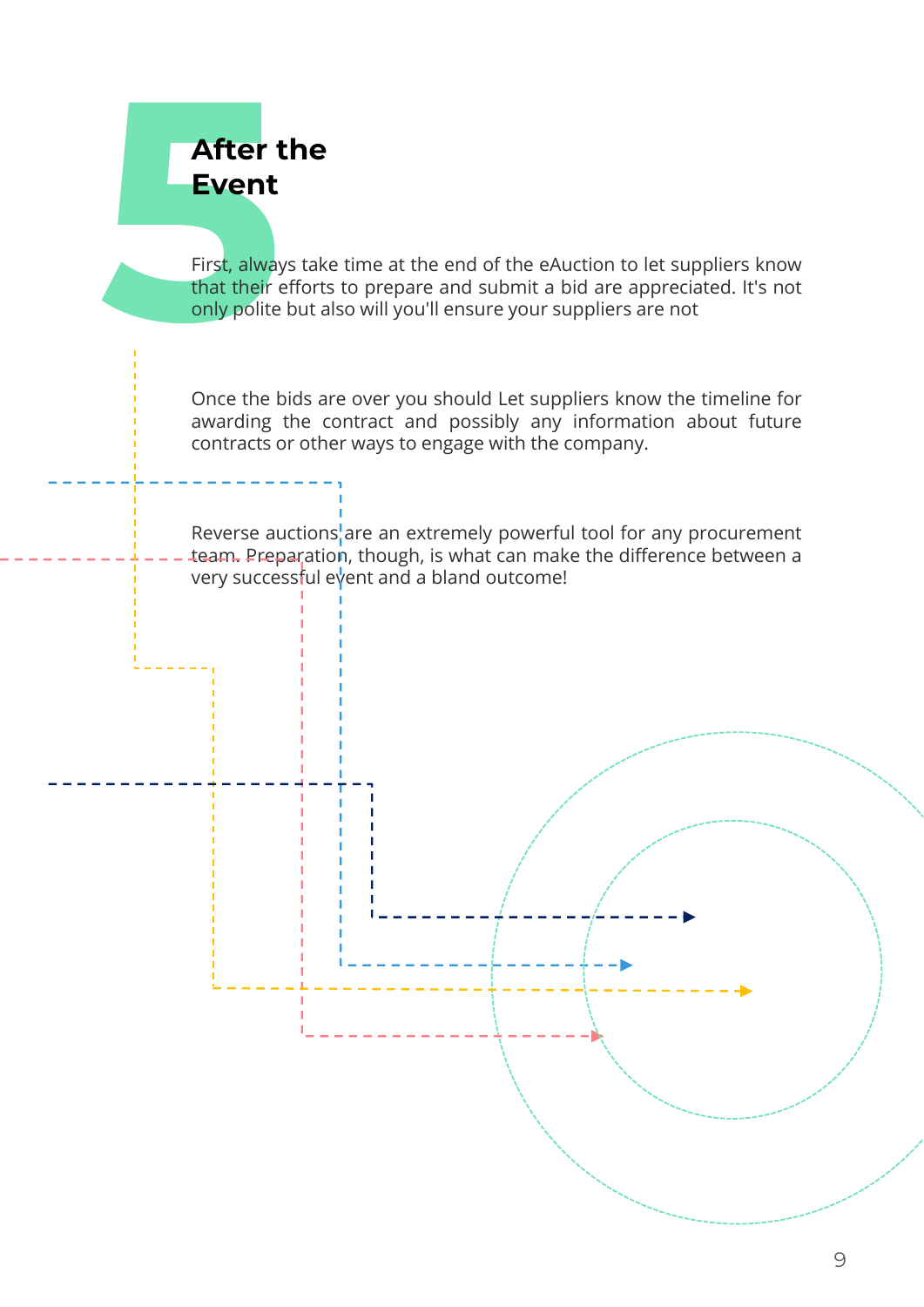# 5 After the Event

First, always take time at the end of the eAuction to let suppliers know that their efforts to prepare and submit a bid are appreciated. It's not only polite but also will you'll ensure your suppliers are not

Once the bids are over you should Let suppliers know the timeline for awarding the contract and possibly any information about future contracts or other ways to engage with the company.

Reverse auctions are an extremely powerful tool for any procurement team. Preparation, though, is what can make the difference between a very successful event and a bland outcome!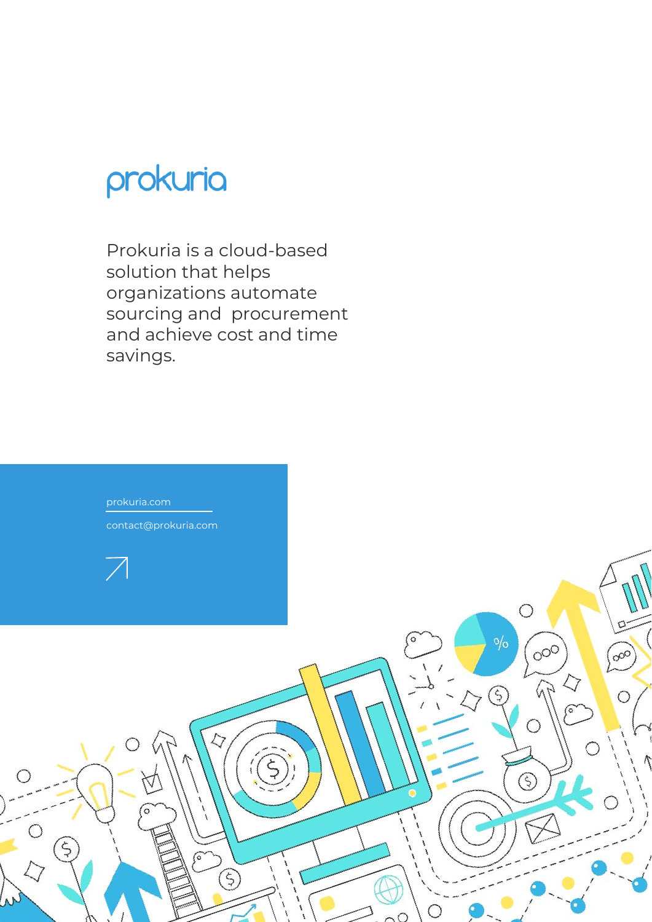# prokuria

Prokuria is a cloud-based solution that helps organizations automate sourcing and procurement and achieve cost and time savings.

prokuria.com

contact@prokuria.com